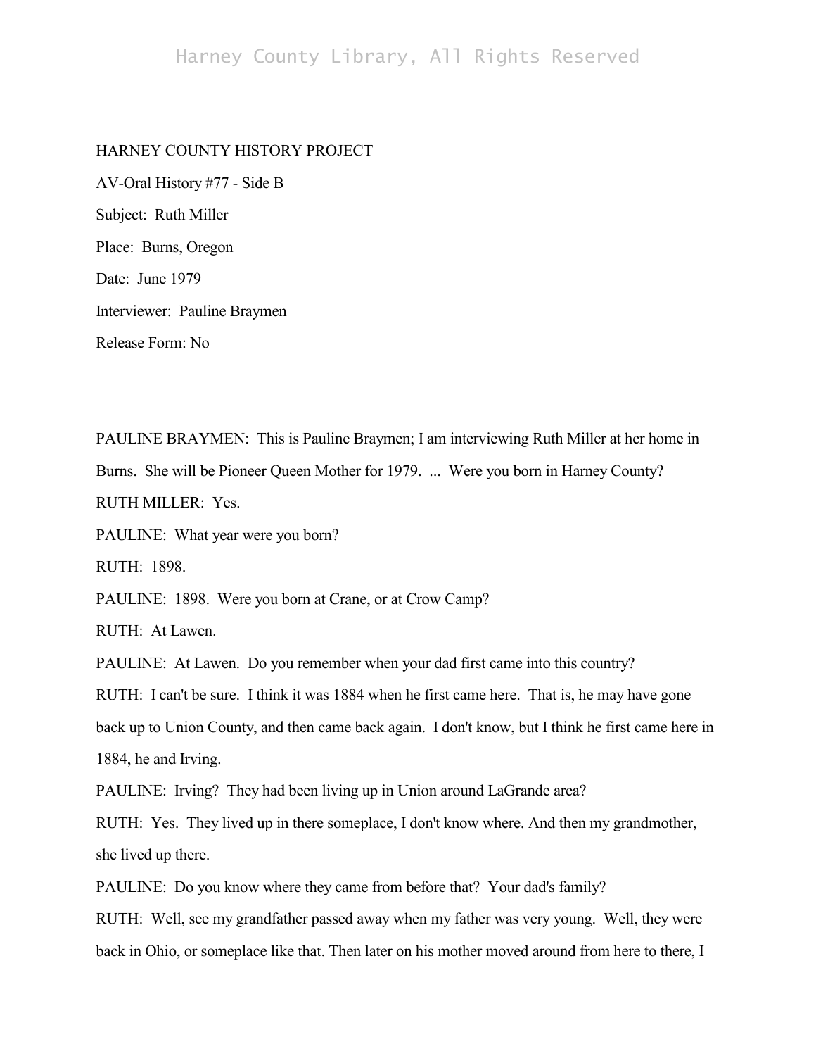HARNEY COUNTY HISTORY PROJECT

AV-Oral History #77 - Side B

Subject: Ruth Miller

Place: Burns, Oregon

Date: June 1979

Interviewer: Pauline Braymen

Release Form: No

PAULINE BRAYMEN: This is Pauline Braymen; I am interviewing Ruth Miller at her home in Burns. She will be Pioneer Queen Mother for 1979. ... Were you born in Harney County?

RUTH MILLER: Yes.

PAULINE: What year were you born?

RUTH: 1898.

PAULINE: 1898. Were you born at Crane, or at Crow Camp?

RUTH: At Lawen.

PAULINE: At Lawen. Do you remember when your dad first came into this country?

RUTH: I can't be sure. I think it was 1884 when he first came here. That is, he may have gone back up to Union County, and then came back again. I don't know, but I think he first came here in 1884, he and Irving.

PAULINE: Irving? They had been living up in Union around LaGrande area?

RUTH: Yes. They lived up in there someplace, I don't know where. And then my grandmother, she lived up there.

PAULINE: Do you know where they came from before that? Your dad's family?

RUTH: Well, see my grandfather passed away when my father was very young. Well, they were back in Ohio, or someplace like that. Then later on his mother moved around from here to there, I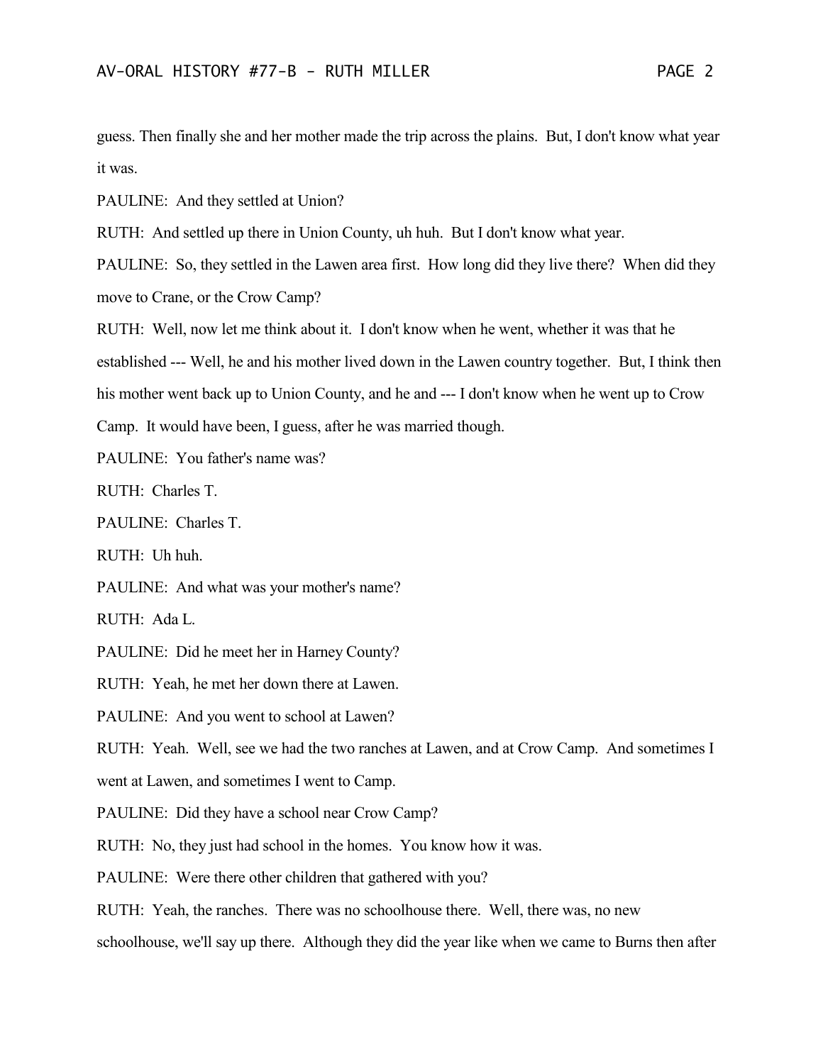guess. Then finally she and her mother made the trip across the plains. But, I don't know what year it was.

PAULINE: And they settled at Union?

RUTH: And settled up there in Union County, uh huh. But I don't know what year.

PAULINE: So, they settled in the Lawen area first. How long did they live there? When did they move to Crane, or the Crow Camp?

RUTH: Well, now let me think about it. I don't know when he went, whether it was that he established --- Well, he and his mother lived down in the Lawen country together. But, I think then his mother went back up to Union County, and he and --- I don't know when he went up to Crow Camp. It would have been, I guess, after he was married though.

PAULINE: You father's name was?

RUTH: Charles T.

PAULINE: Charles T.

RUTH: Uh huh.

PAULINE: And what was your mother's name?

RUTH: Ada L.

PAULINE: Did he meet her in Harney County?

RUTH: Yeah, he met her down there at Lawen.

PAULINE: And you went to school at Lawen?

RUTH: Yeah. Well, see we had the two ranches at Lawen, and at Crow Camp. And sometimes I went at Lawen, and sometimes I went to Camp.

PAULINE: Did they have a school near Crow Camp?

RUTH: No, they just had school in the homes. You know how it was.

PAULINE: Were there other children that gathered with you?

RUTH: Yeah, the ranches. There was no schoolhouse there. Well, there was, no new schoolhouse, we'll say up there. Although they did the year like when we came to Burns then after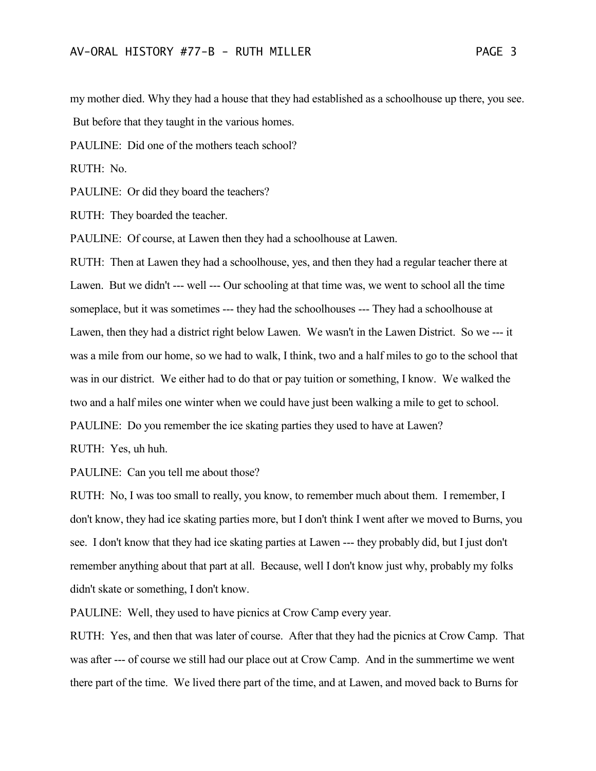my mother died. Why they had a house that they had established as a schoolhouse up there, you see. But before that they taught in the various homes.

PAULINE: Did one of the mothers teach school?

RUTH: No.

PAULINE: Or did they board the teachers?

RUTH: They boarded the teacher.

PAULINE: Of course, at Lawen then they had a schoolhouse at Lawen.

RUTH: Then at Lawen they had a schoolhouse, yes, and then they had a regular teacher there at Lawen. But we didn't --- well --- Our schooling at that time was, we went to school all the time someplace, but it was sometimes --- they had the schoolhouses --- They had a schoolhouse at Lawen, then they had a district right below Lawen. We wasn't in the Lawen District. So we --- it was a mile from our home, so we had to walk, I think, two and a half miles to go to the school that was in our district. We either had to do that or pay tuition or something, I know. We walked the two and a half miles one winter when we could have just been walking a mile to get to school.

PAULINE: Do you remember the ice skating parties they used to have at Lawen?

RUTH: Yes, uh huh.

PAULINE: Can you tell me about those?

RUTH: No, I was too small to really, you know, to remember much about them. I remember, I don't know, they had ice skating parties more, but I don't think I went after we moved to Burns, you see. I don't know that they had ice skating parties at Lawen --- they probably did, but I just don't remember anything about that part at all. Because, well I don't know just why, probably my folks didn't skate or something, I don't know.

PAULINE: Well, they used to have picnics at Crow Camp every year.

RUTH: Yes, and then that was later of course. After that they had the picnics at Crow Camp. That was after --- of course we still had our place out at Crow Camp. And in the summertime we went there part of the time. We lived there part of the time, and at Lawen, and moved back to Burns for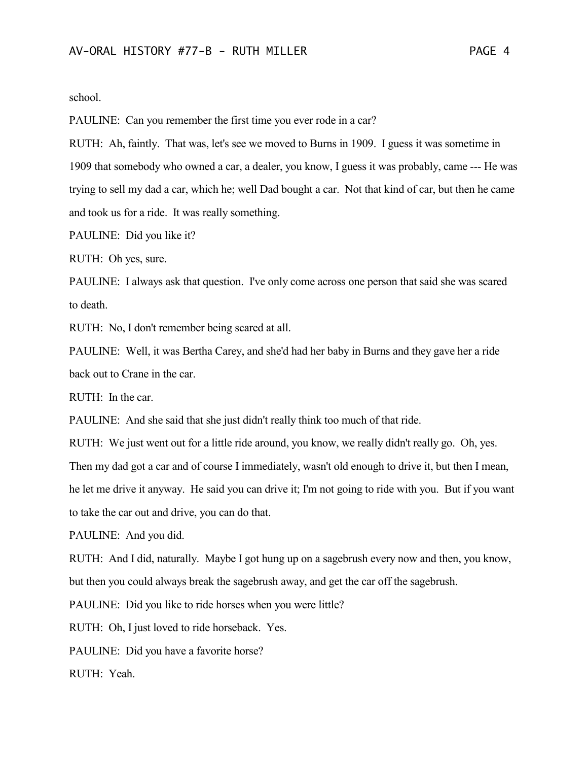school.

PAULINE: Can you remember the first time you ever rode in a car?

RUTH: Ah, faintly. That was, let's see we moved to Burns in 1909. I guess it was sometime in 1909 that somebody who owned a car, a dealer, you know, I guess it was probably, came --- He was trying to sell my dad a car, which he; well Dad bought a car. Not that kind of car, but then he came and took us for a ride. It was really something.

PAULINE: Did you like it?

RUTH: Oh yes, sure.

PAULINE: I always ask that question. I've only come across one person that said she was scared to death.

RUTH: No, I don't remember being scared at all.

PAULINE: Well, it was Bertha Carey, and she'd had her baby in Burns and they gave her a ride back out to Crane in the car.

RUTH: In the car.

PAULINE: And she said that she just didn't really think too much of that ride.

RUTH: We just went out for a little ride around, you know, we really didn't really go. Oh, yes. Then my dad got a car and of course I immediately, wasn't old enough to drive it, but then I mean, he let me drive it anyway. He said you can drive it; I'm not going to ride with you. But if you want to take the car out and drive, you can do that.

PAULINE: And you did.

RUTH: And I did, naturally. Maybe I got hung up on a sagebrush every now and then, you know, but then you could always break the sagebrush away, and get the car off the sagebrush.

PAULINE: Did you like to ride horses when you were little?

RUTH: Oh, I just loved to ride horseback. Yes.

PAULINE: Did you have a favorite horse?

RUTH: Yeah.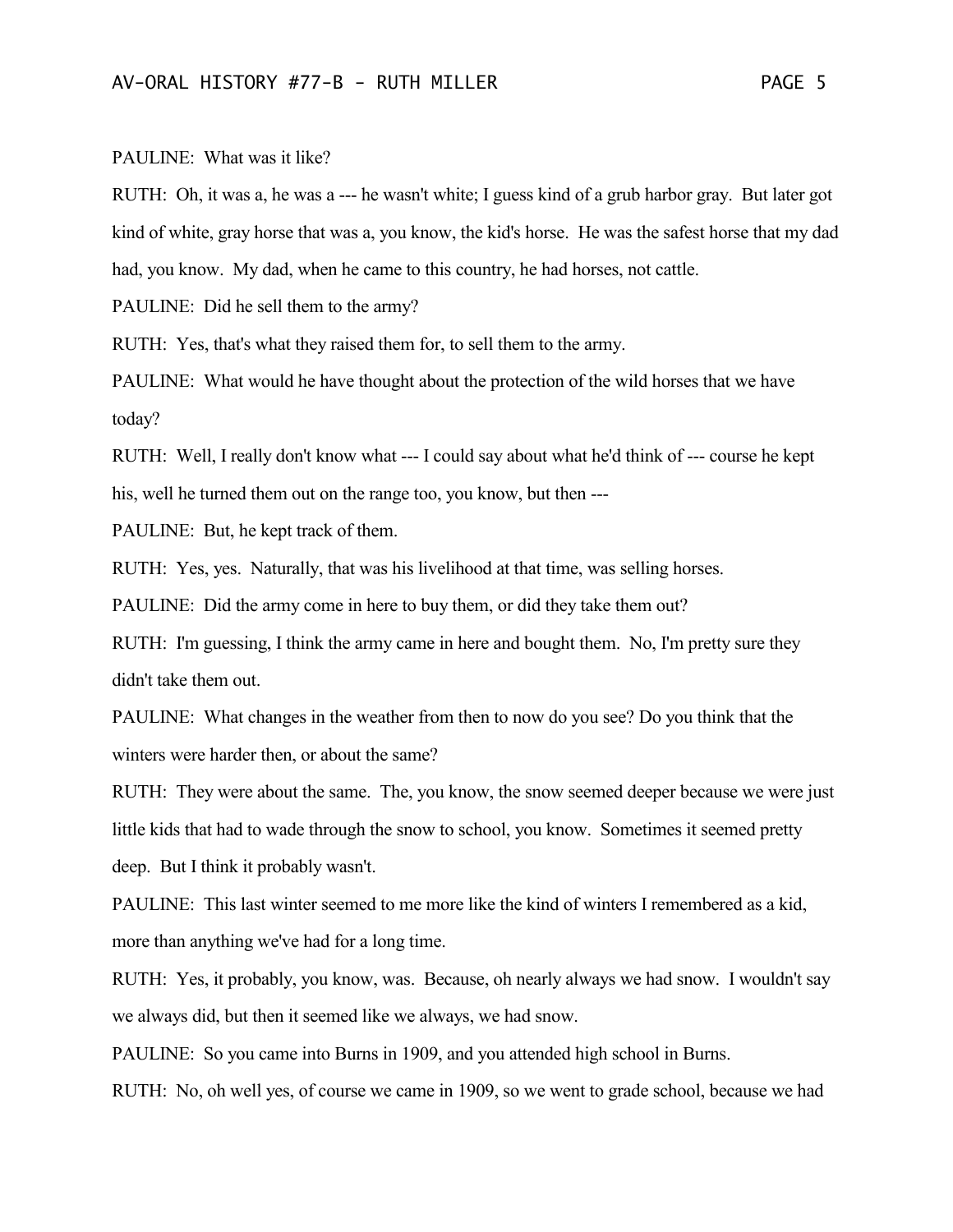PAULINE: What was it like?

RUTH: Oh, it was a, he was a --- he wasn't white; I guess kind of a grub harbor gray. But later got kind of white, gray horse that was a, you know, the kid's horse. He was the safest horse that my dad had, you know. My dad, when he came to this country, he had horses, not cattle.

PAULINE: Did he sell them to the army?

RUTH: Yes, that's what they raised them for, to sell them to the army.

PAULINE: What would he have thought about the protection of the wild horses that we have today?

RUTH: Well, I really don't know what --- I could say about what he'd think of --- course he kept his, well he turned them out on the range too, you know, but then ---

PAULINE: But, he kept track of them.

RUTH: Yes, yes. Naturally, that was his livelihood at that time, was selling horses.

PAULINE: Did the army come in here to buy them, or did they take them out?

RUTH: I'm guessing, I think the army came in here and bought them. No, I'm pretty sure they didn't take them out.

PAULINE: What changes in the weather from then to now do you see? Do you think that the winters were harder then, or about the same?

RUTH: They were about the same. The, you know, the snow seemed deeper because we were just little kids that had to wade through the snow to school, you know. Sometimes it seemed pretty deep. But I think it probably wasn't.

PAULINE: This last winter seemed to me more like the kind of winters I remembered as a kid, more than anything we've had for a long time.

RUTH: Yes, it probably, you know, was. Because, oh nearly always we had snow. I wouldn't say we always did, but then it seemed like we always, we had snow.

PAULINE: So you came into Burns in 1909, and you attended high school in Burns.

RUTH: No, oh well yes, of course we came in 1909, so we went to grade school, because we had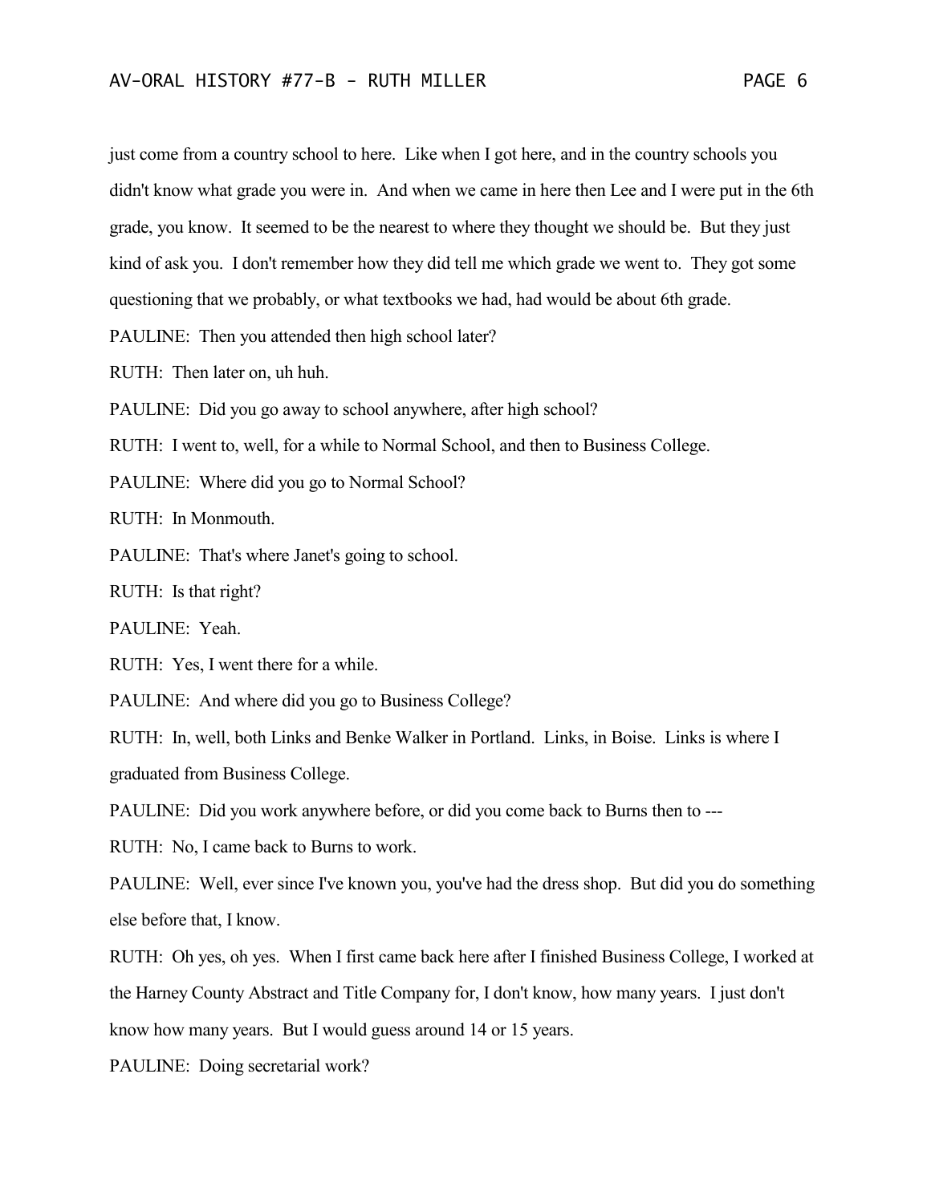just come from a country school to here. Like when I got here, and in the country schools you didn't know what grade you were in. And when we came in here then Lee and I were put in the 6th grade, you know. It seemed to be the nearest to where they thought we should be. But they just kind of ask you. I don't remember how they did tell me which grade we went to. They got some questioning that we probably, or what textbooks we had, had would be about 6th grade.

PAULINE: Then you attended then high school later?

RUTH: Then later on, uh huh.

PAULINE: Did you go away to school anywhere, after high school?

RUTH: I went to, well, for a while to Normal School, and then to Business College.

PAULINE: Where did you go to Normal School?

RUTH: In Monmouth.

PAULINE: That's where Janet's going to school.

RUTH: Is that right?

PAULINE: Yeah.

RUTH: Yes, I went there for a while.

PAULINE: And where did you go to Business College?

RUTH: In, well, both Links and Benke Walker in Portland. Links, in Boise. Links is where I graduated from Business College.

PAULINE: Did you work anywhere before, or did you come back to Burns then to ---

RUTH: No, I came back to Burns to work.

PAULINE: Well, ever since I've known you, you've had the dress shop. But did you do something else before that, I know.

RUTH: Oh yes, oh yes. When I first came back here after I finished Business College, I worked at the Harney County Abstract and Title Company for, I don't know, how many years. I just don't know how many years. But I would guess around 14 or 15 years.

PAULINE: Doing secretarial work?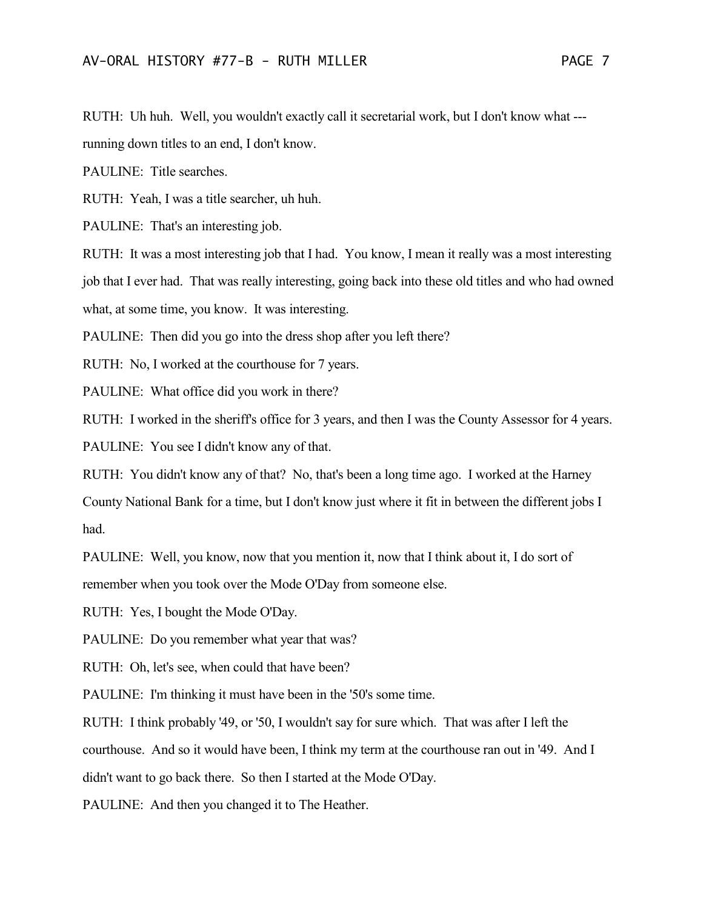RUTH: Uh huh. Well, you wouldn't exactly call it secretarial work, but I don't know what --- running down titles to an end, I don't know.

PAULINE: Title searches.

RUTH: Yeah, I was a title searcher, uh huh.

PAULINE: That's an interesting job.

RUTH: It was a most interesting job that I had. You know, I mean it really was a most interesting job that I ever had. That was really interesting, going back into these old titles and who had owned what, at some time, you know. It was interesting.

PAULINE: Then did you go into the dress shop after you left there?

RUTH: No, I worked at the courthouse for 7 years.

PAULINE: What office did you work in there?

RUTH: I worked in the sheriff's office for 3 years, and then I was the County Assessor for 4 years.

PAULINE: You see I didn't know any of that.

RUTH: You didn't know any of that? No, that's been a long time ago. I worked at the Harney County National Bank for a time, but I don't know just where it fit in between the different jobs I had.

PAULINE: Well, you know, now that you mention it, now that I think about it, I do sort of remember when you took over the Mode O'Day from someone else.

RUTH: Yes, I bought the Mode O'Day.

PAULINE: Do you remember what year that was?

RUTH: Oh, let's see, when could that have been?

PAULINE: I'm thinking it must have been in the '50's some time.

RUTH: I think probably '49, or '50, I wouldn't say for sure which. That was after I left the courthouse. And so it would have been, I think my term at the courthouse ran out in '49. And I didn't want to go back there. So then I started at the Mode O'Day.

PAULINE: And then you changed it to The Heather.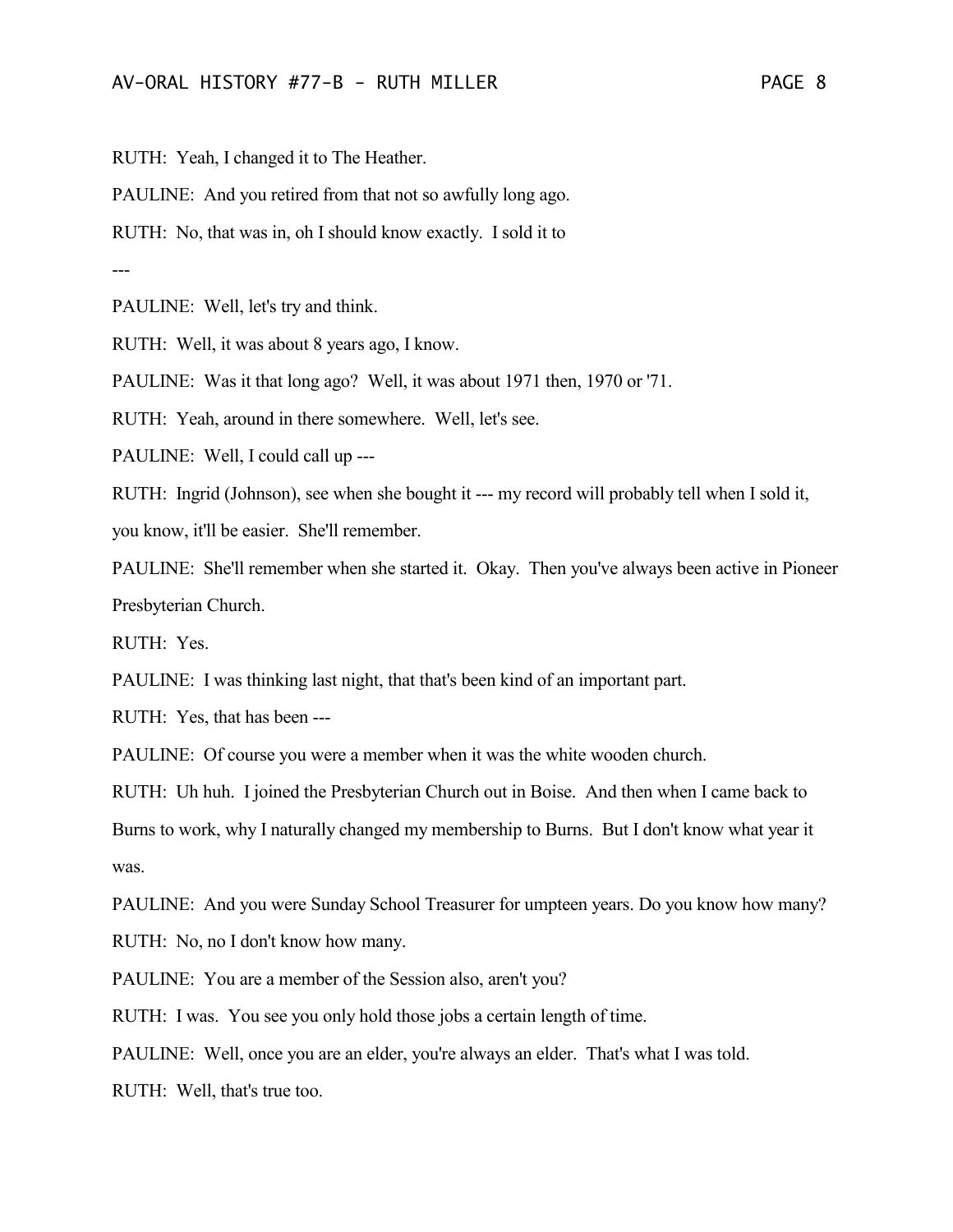RUTH: Yeah, I changed it to The Heather.

PAULINE: And you retired from that not so awfully long ago.

RUTH: No, that was in, oh I should know exactly. I sold it to

---

PAULINE: Well, let's try and think.

RUTH: Well, it was about 8 years ago, I know.

PAULINE: Was it that long ago? Well, it was about 1971 then, 1970 or '71.

RUTH: Yeah, around in there somewhere. Well, let's see.

PAULINE: Well, I could call up ---

RUTH: Ingrid (Johnson), see when she bought it --- my record will probably tell when I sold it, you know, it'll be easier. She'll remember.

PAULINE: She'll remember when she started it. Okay. Then you've always been active in Pioneer Presbyterian Church.

RUTH: Yes.

PAULINE: I was thinking last night, that that's been kind of an important part.

RUTH: Yes, that has been ---

PAULINE: Of course you were a member when it was the white wooden church.

RUTH: Uh huh. I joined the Presbyterian Church out in Boise. And then when I came back to Burns to work, why I naturally changed my membership to Burns. But I don't know what year it was.

PAULINE: And you were Sunday School Treasurer for umpteen years. Do you know how many?

RUTH: No, no I don't know how many.

PAULINE: You are a member of the Session also, aren't you?

RUTH: I was. You see you only hold those jobs a certain length of time.

PAULINE: Well, once you are an elder, you're always an elder. That's what I was told.

RUTH: Well, that's true too.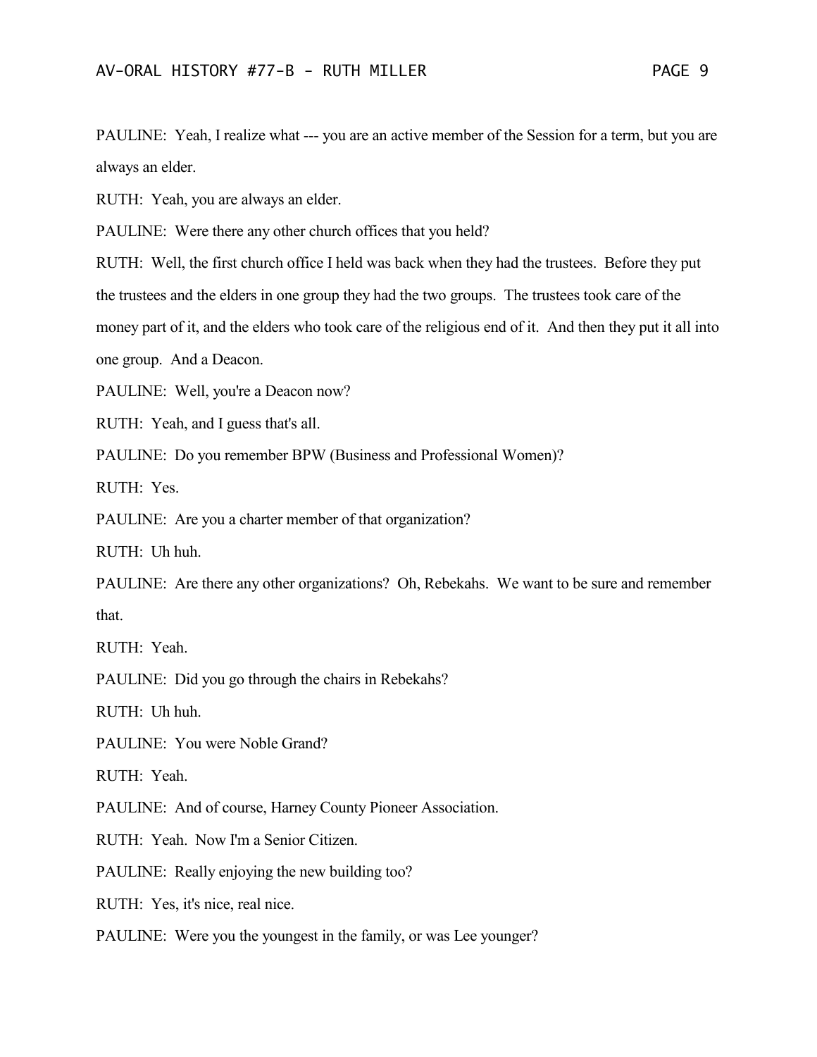PAULINE: Yeah, I realize what --- you are an active member of the Session for a term, but you are always an elder.

RUTH: Yeah, you are always an elder.

PAULINE: Were there any other church offices that you held?

RUTH: Well, the first church office I held was back when they had the trustees. Before they put the trustees and the elders in one group they had the two groups. The trustees took care of the money part of it, and the elders who took care of the religious end of it. And then they put it all into one group. And a Deacon.

PAULINE: Well, you're a Deacon now?

RUTH: Yeah, and I guess that's all.

PAULINE: Do you remember BPW (Business and Professional Women)?

RUTH: Yes.

PAULINE: Are you a charter member of that organization?

RUTH: Uh huh.

PAULINE: Are there any other organizations? Oh, Rebekahs. We want to be sure and remember that.

RUTH: Yeah.

PAULINE: Did you go through the chairs in Rebekahs?

RUTH: Uh huh.

PAULINE: You were Noble Grand?

RUTH: Yeah.

PAULINE: And of course, Harney County Pioneer Association.

RUTH: Yeah. Now I'm a Senior Citizen.

PAULINE: Really enjoying the new building too?

RUTH: Yes, it's nice, real nice.

PAULINE: Were you the youngest in the family, or was Lee younger?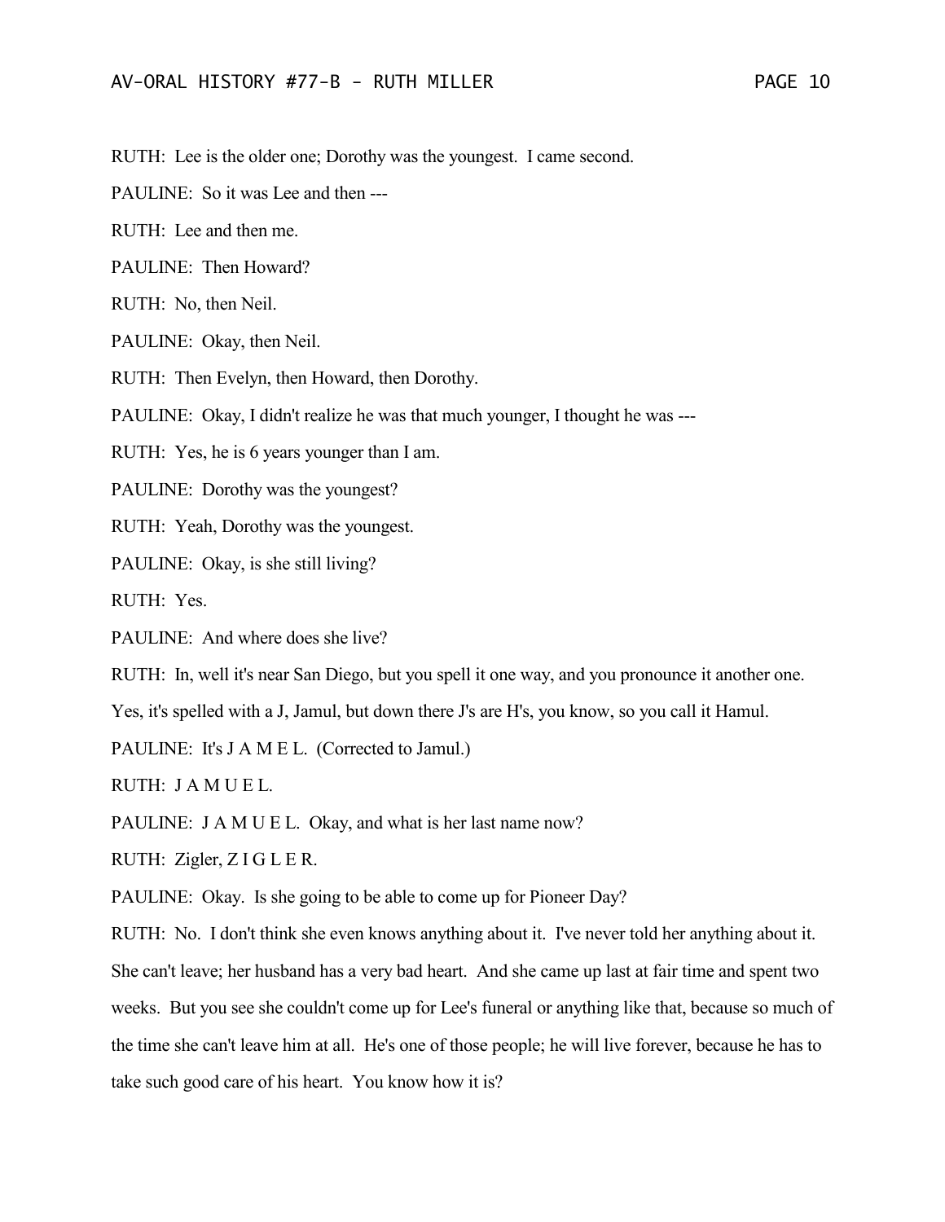RUTH: Lee is the older one; Dorothy was the youngest. I came second.

PAULINE: So it was Lee and then ---

RUTH: Lee and then me.

PAULINE: Then Howard?

RUTH: No, then Neil.

PAULINE: Okay, then Neil.

RUTH: Then Evelyn, then Howard, then Dorothy.

PAULINE: Okay, I didn't realize he was that much younger, I thought he was ---

RUTH: Yes, he is 6 years younger than I am.

PAULINE: Dorothy was the youngest?

RUTH: Yeah, Dorothy was the youngest.

PAULINE: Okay, is she still living?

RUTH: Yes.

PAULINE: And where does she live?

RUTH: In, well it's near San Diego, but you spell it one way, and you pronounce it another one. Yes, it's spelled with a J, Jamul, but down there J's are H's, you know, so you call it Hamul.

PAULINE: It's J A M E L. (Corrected to Jamul.)

RUTH: J A M U E L.

PAULINE: J A M U E L. Okay, and what is her last name now?

RUTH: Zigler, Z I G L E R.

PAULINE: Okay. Is she going to be able to come up for Pioneer Day?

RUTH: No. I don't think she even knows anything about it. I've never told her anything about it. She can't leave; her husband has a very bad heart. And she came up last at fair time and spent two weeks. But you see she couldn't come up for Lee's funeral or anything like that, because so much of the time she can't leave him at all. He's one of those people; he will live forever, because he has to take such good care of his heart. You know how it is?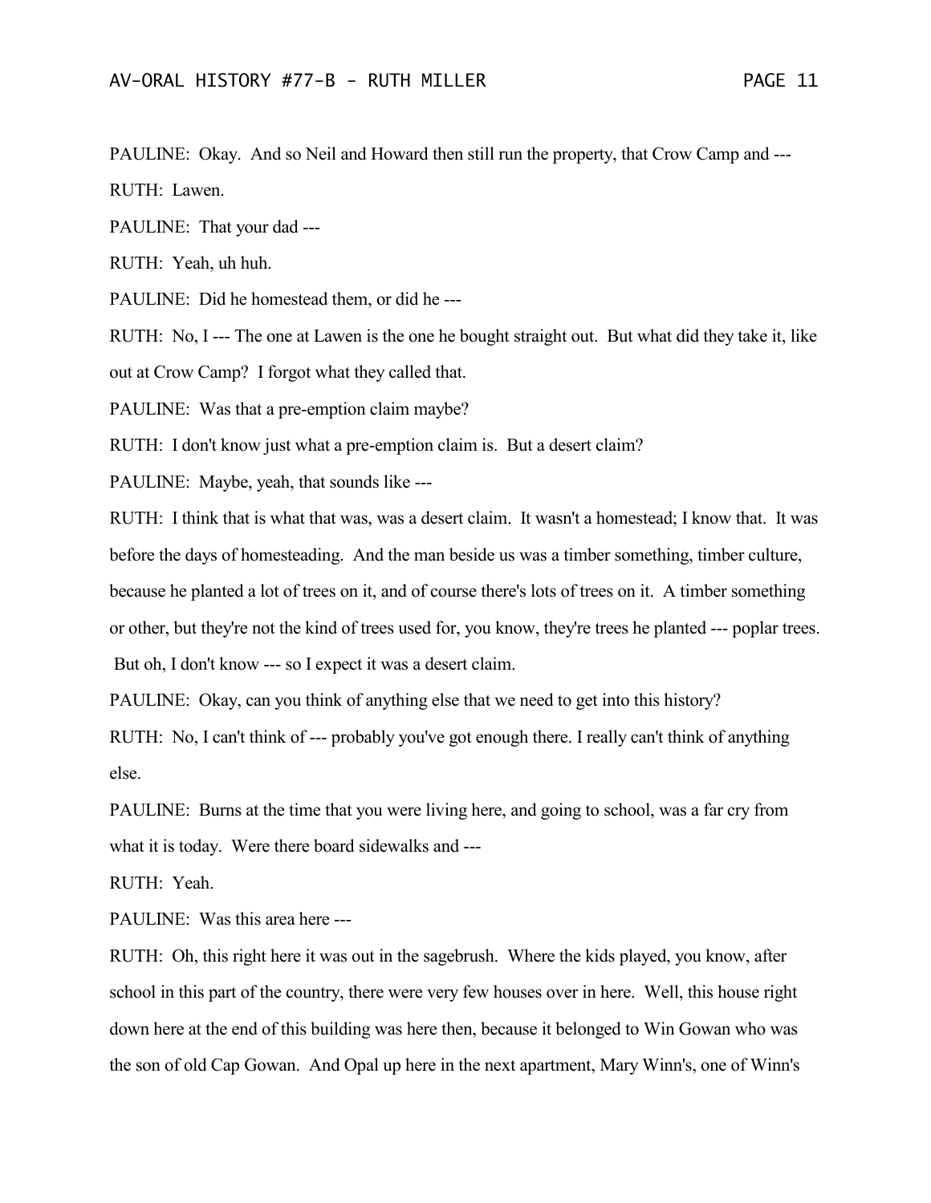PAULINE: Okay. And so Neil and Howard then still run the property, that Crow Camp and ---

RUTH: Lawen.

PAULINE: That your dad ---

RUTH: Yeah, uh huh.

PAULINE: Did he homestead them, or did he ---

RUTH: No, I --- The one at Lawen is the one he bought straight out. But what did they take it, like out at Crow Camp? I forgot what they called that.

PAULINE: Was that a pre-emption claim maybe?

RUTH: I don't know just what a pre-emption claim is. But a desert claim?

PAULINE: Maybe, yeah, that sounds like ---

RUTH: I think that is what that was, was a desert claim. It wasn't a homestead; I know that. It was before the days of homesteading. And the man beside us was a timber something, timber culture, because he planted a lot of trees on it, and of course there's lots of trees on it. A timber something or other, but they're not the kind of trees used for, you know, they're trees he planted --- poplar trees. But oh, I don't know --- so I expect it was a desert claim.

PAULINE: Okay, can you think of anything else that we need to get into this history?

RUTH: No, I can't think of --- probably you've got enough there. I really can't think of anything else.

PAULINE: Burns at the time that you were living here, and going to school, was a far cry from what it is today. Were there board sidewalks and ---

RUTH: Yeah.

PAULINE: Was this area here ---

RUTH: Oh, this right here it was out in the sagebrush. Where the kids played, you know, after school in this part of the country, there were very few houses over in here. Well, this house right down here at the end of this building was here then, because it belonged to Win Gowan who was the son of old Cap Gowan. And Opal up here in the next apartment, Mary Winn's, one of Winn's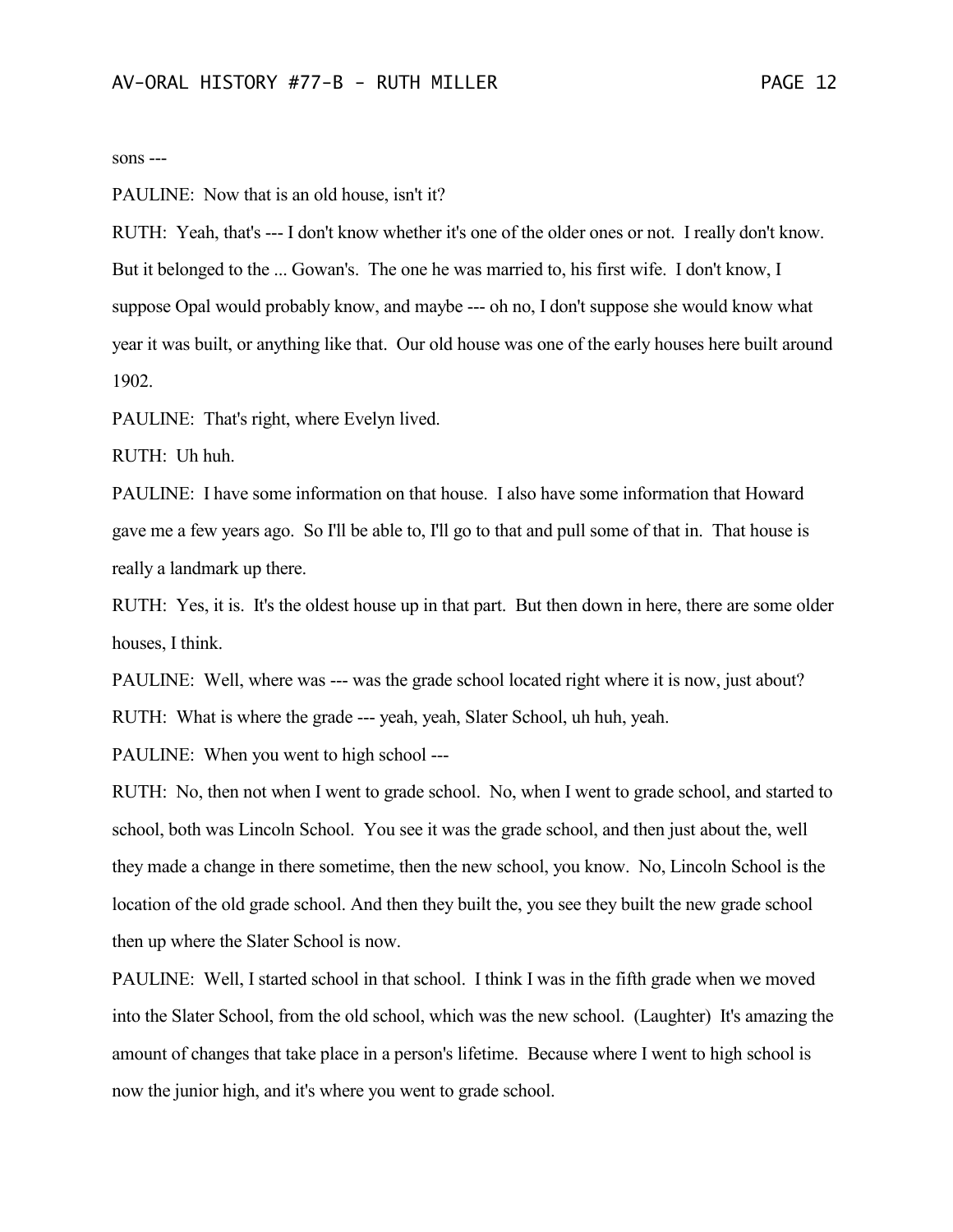sons ---

PAULINE: Now that is an old house, isn't it?

RUTH: Yeah, that's --- I don't know whether it's one of the older ones or not. I really don't know. But it belonged to the ... Gowan's. The one he was married to, his first wife. I don't know, I suppose Opal would probably know, and maybe --- oh no, I don't suppose she would know what year it was built, or anything like that. Our old house was one of the early houses here built around 1902.

PAULINE: That's right, where Evelyn lived.

RUTH: Uh huh.

PAULINE: I have some information on that house. I also have some information that Howard gave me a few years ago. So I'll be able to, I'll go to that and pull some of that in. That house is really a landmark up there.

RUTH: Yes, it is. It's the oldest house up in that part. But then down in here, there are some older houses, I think.

PAULINE: Well, where was --- was the grade school located right where it is now, just about?

RUTH: What is where the grade --- yeah, yeah, Slater School, uh huh, yeah.

PAULINE: When you went to high school ---

RUTH: No, then not when I went to grade school. No, when I went to grade school, and started to school, both was Lincoln School. You see it was the grade school, and then just about the, well they made a change in there sometime, then the new school, you know. No, Lincoln School is the location of the old grade school. And then they built the, you see they built the new grade school then up where the Slater School is now.

PAULINE: Well, I started school in that school. I think I was in the fifth grade when we moved into the Slater School, from the old school, which was the new school. (Laughter) It's amazing the amount of changes that take place in a person's lifetime. Because where I went to high school is now the junior high, and it's where you went to grade school.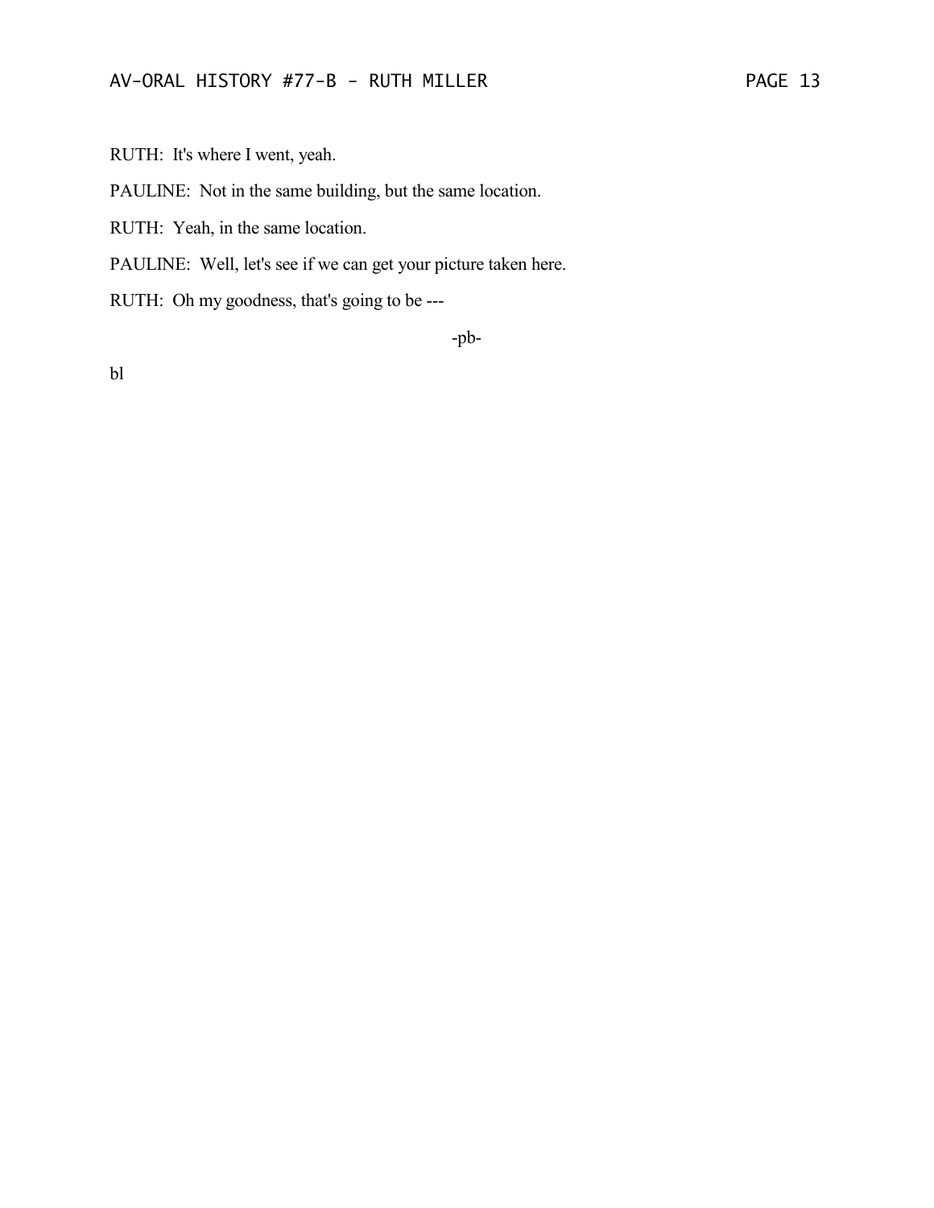RUTH: It's where I went, yeah.

PAULINE: Not in the same building, but the same location.

RUTH: Yeah, in the same location.

PAULINE: Well, let's see if we can get your picture taken here.

RUTH: Oh my goodness, that's going to be ---

-pb-

bl